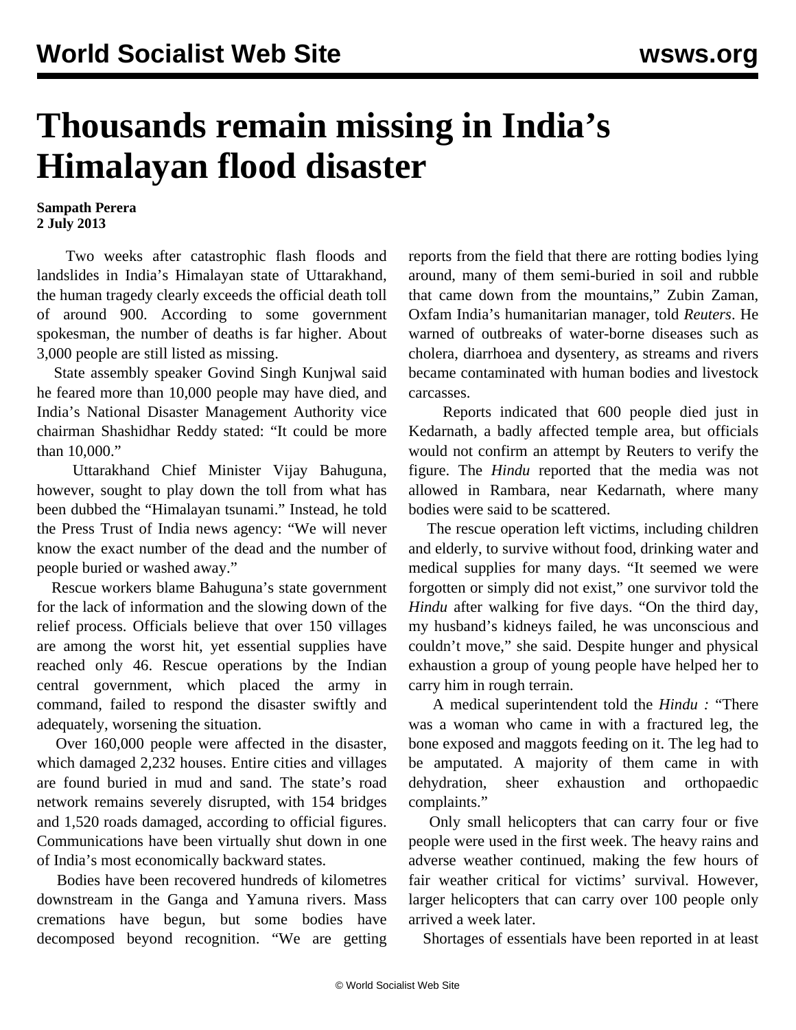# Thousands remain missing in India's Himalayan flood disaster

**Sampath Perera**
**2 July 2013**

Two weeks after catastrophic flash floods and landslides in India's Himalayan state of Uttarakhand, the human tragedy clearly exceeds the official death toll of around 900. According to some government spokesman, the number of deaths is far higher. About 3,000 people are still listed as missing.

State assembly speaker Govind Singh Kunjwal said he feared more than 10,000 people may have died, and India's National Disaster Management Authority vice chairman Shashidhar Reddy stated: "It could be more than 10,000."

Uttarakhand Chief Minister Vijay Bahuguna, however, sought to play down the toll from what has been dubbed the "Himalayan tsunami." Instead, he told the Press Trust of India news agency: "We will never know the exact number of the dead and the number of people buried or washed away."

Rescue workers blame Bahuguna's state government for the lack of information and the slowing down of the relief process. Officials believe that over 150 villages are among the worst hit, yet essential supplies have reached only 46. Rescue operations by the Indian central government, which placed the army in command, failed to respond the disaster swiftly and adequately, worsening the situation.

Over 160,000 people were affected in the disaster, which damaged 2,232 houses. Entire cities and villages are found buried in mud and sand. The state's road network remains severely disrupted, with 154 bridges and 1,520 roads damaged, according to official figures. Communications have been virtually shut down in one of India's most economically backward states.

Bodies have been recovered hundreds of kilometres downstream in the Ganga and Yamuna rivers. Mass cremations have begun, but some bodies have decomposed beyond recognition. "We are getting reports from the field that there are rotting bodies lying around, many of them semi-buried in soil and rubble that came down from the mountains," Zubin Zaman, Oxfam India's humanitarian manager, told *Reuters*. He warned of outbreaks of water-borne diseases such as cholera, diarrhoea and dysentery, as streams and rivers became contaminated with human bodies and livestock carcasses.

Reports indicated that 600 people died just in Kedarnath, a badly affected temple area, but officials would not confirm an attempt by Reuters to verify the figure. The *Hindu* reported that the media was not allowed in Rambara, near Kedarnath, where many bodies were said to be scattered.

The rescue operation left victims, including children and elderly, to survive without food, drinking water and medical supplies for many days. "It seemed we were forgotten or simply did not exist," one survivor told the *Hindu* after walking for five days. "On the third day, my husband's kidneys failed, he was unconscious and couldn't move," she said. Despite hunger and physical exhaustion a group of young people have helped her to carry him in rough terrain.

A medical superintendent told the *Hindu :* "There was a woman who came in with a fractured leg, the bone exposed and maggots feeding on it. The leg had to be amputated. A majority of them came in with dehydration, sheer exhaustion and orthopaedic complaints."

Only small helicopters that can carry four or five people were used in the first week. The heavy rains and adverse weather continued, making the few hours of fair weather critical for victims' survival. However, larger helicopters that can carry over 100 people only arrived a week later.

Shortages of essentials have been reported in at least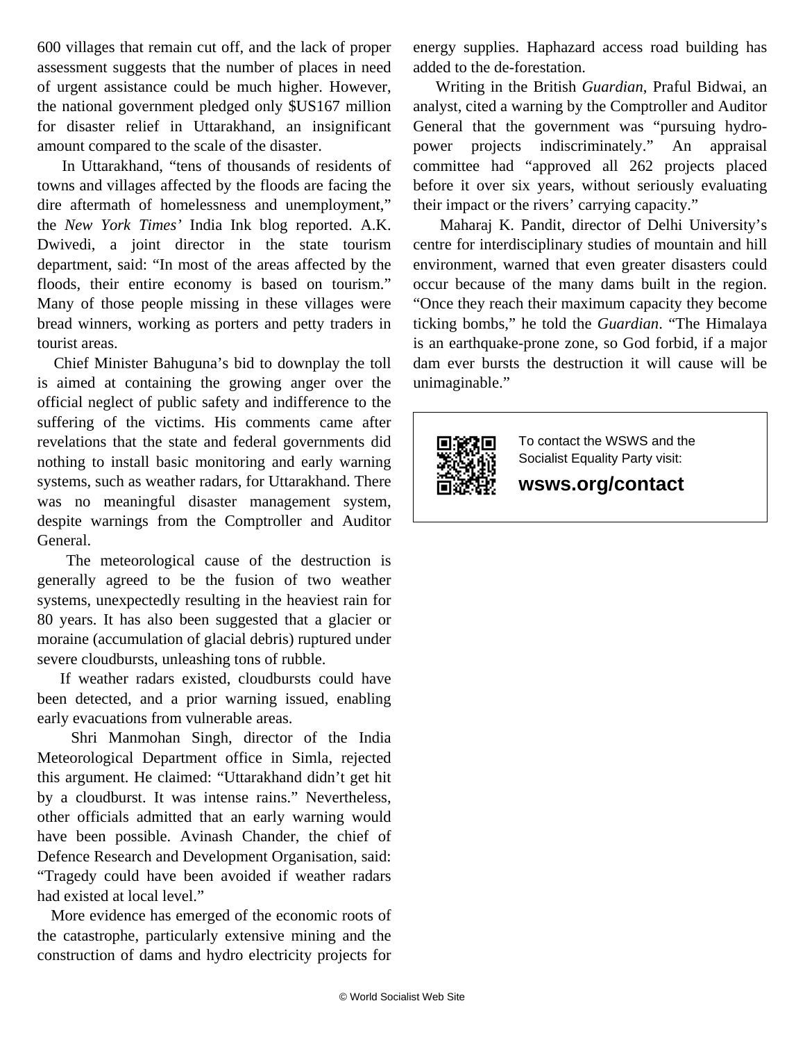600 villages that remain cut off, and the lack of proper assessment suggests that the number of places in need of urgent assistance could be much higher. However, the national government pledged only $US167 million for disaster relief in Uttarakhand, an insignificant amount compared to the scale of the disaster.

In Uttarakhand, "tens of thousands of residents of towns and villages affected by the floods are facing the dire aftermath of homelessness and unemployment," the *New York Times'* India Ink blog reported. A.K. Dwivedi, a joint director in the state tourism department, said: "In most of the areas affected by the floods, their entire economy is based on tourism." Many of those people missing in these villages were bread winners, working as porters and petty traders in tourist areas.

Chief Minister Bahuguna's bid to downplay the toll is aimed at containing the growing anger over the official neglect of public safety and indifference to the suffering of the victims. His comments came after revelations that the state and federal governments did nothing to install basic monitoring and early warning systems, such as weather radars, for Uttarakhand. There was no meaningful disaster management system, despite warnings from the Comptroller and Auditor General.

The meteorological cause of the destruction is generally agreed to be the fusion of two weather systems, unexpectedly resulting in the heaviest rain for 80 years. It has also been suggested that a glacier or moraine (accumulation of glacial debris) ruptured under severe cloudbursts, unleashing tons of rubble.

If weather radars existed, cloudbursts could have been detected, and a prior warning issued, enabling early evacuations from vulnerable areas.

Shri Manmohan Singh, director of the India Meteorological Department office in Simla, rejected this argument. He claimed: "Uttarakhand didn't get hit by a cloudburst. It was intense rains." Nevertheless, other officials admitted that an early warning would have been possible. Avinash Chander, the chief of Defence Research and Development Organisation, said: "Tragedy could have been avoided if weather radars had existed at local level."

More evidence has emerged of the economic roots of the catastrophe, particularly extensive mining and the construction of dams and hydro electricity projects for energy supplies. Haphazard access road building has added to the de-forestation.

Writing in the British *Guardian*, Praful Bidwai, an analyst, cited a warning by the Comptroller and Auditor General that the government was "pursuing hydro-power projects indiscriminately." An appraisal committee had "approved all 262 projects placed before it over six years, without seriously evaluating their impact or the rivers' carrying capacity."

Maharaj K. Pandit, director of Delhi University's centre for interdisciplinary studies of mountain and hill environment, warned that even greater disasters could occur because of the many dams built in the region. "Once they reach their maximum capacity they become ticking bombs," he told the *Guardian*. "The Himalaya is an earthquake-prone zone, so God forbid, if a major dam ever bursts the destruction it will cause will be unimaginable."

To contact the WSWS and the Socialist Equality Party visit:

**wsws.org/contact**